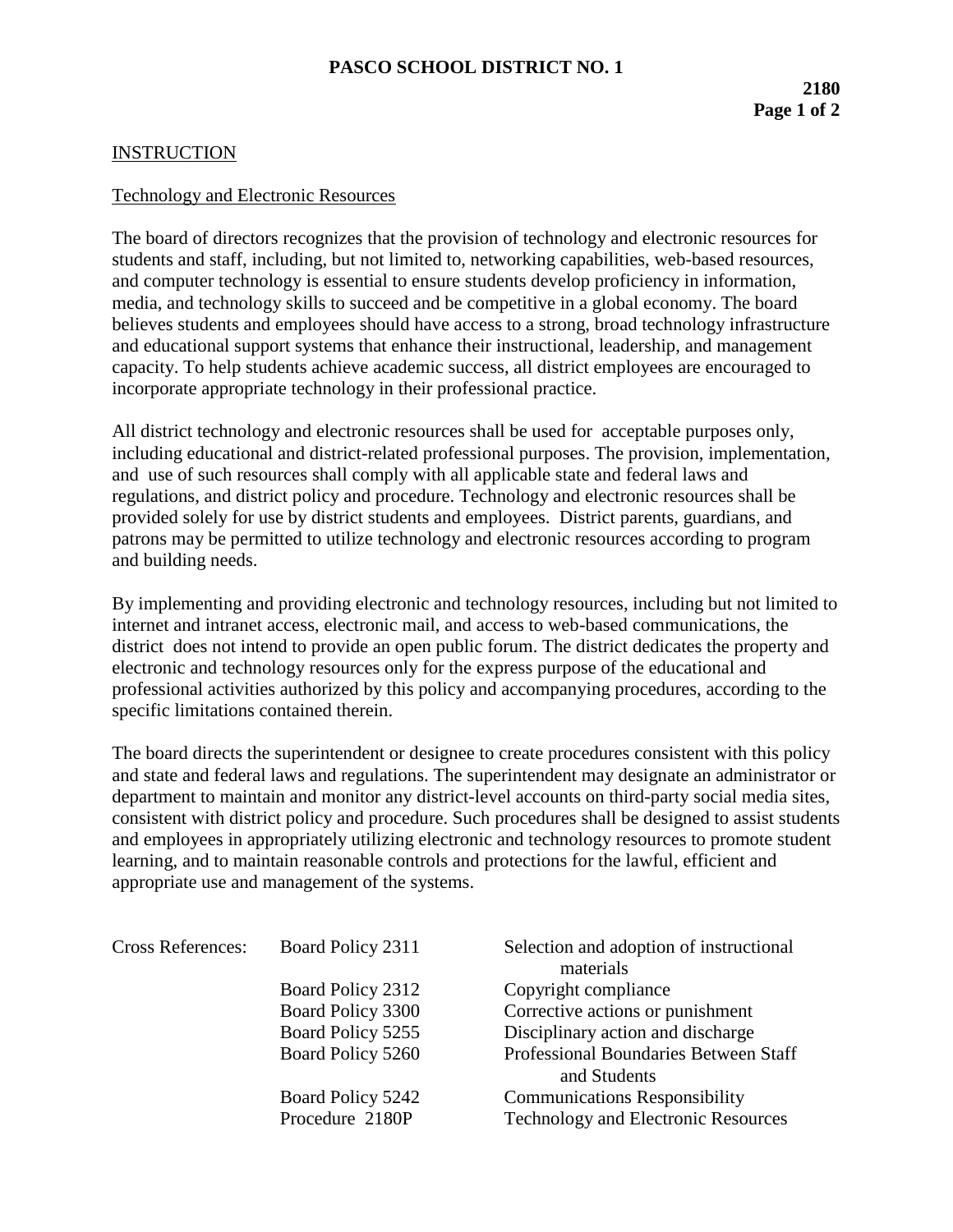# PASCO SCHOOL DISTRICT NO. 1

**2180**

## INSTRUCTION

### Technology and Electronic Resources

The board of directors recognizes that the provision of technology and electronic resources for students and staff, including, but not limited to, networking capabilities, web-based resources, and computer technology is essential to ensure students develop proficiency in information, media, and technology skills to succeed and be competitive in a global economy. The board believes students and employees should have access to a strong, broad technology infrastructure and educational support systems that enhance their instructional, leadership, and management capacity. To help students achieve academic success, all district employees are encouraged to incorporate appropriate technology in their professional practice.

All district technology and electronic resources shall be used for acceptable purposes only, including educational and district-related professional purposes. The provision, implementation, and use of such resources shall comply with all applicable state and federal laws and regulations, and district policy and procedure. Technology and electronic resources shall be provided solely for use by district students and employees. District parents, guardians, and patrons may be permitted to utilize technology and electronic resources according to program and building needs.

By implementing and providing electronic and technology resources, including but not limited to internet and intranet access, electronic mail, and access to web-based communications, the district does not intend to provide an open public forum. The district dedicates the property and electronic and technology resources only for the express purpose of the educational and professional activities authorized by this policy and accompanying procedures, according to the specific limitations contained therein.

The board directs the superintendent or designee to create procedures consistent with this policy and state and federal laws and regulations. The superintendent may designate an administrator or department to maintain and monitor any district-level accounts on third-party social media sites, consistent with district policy and procedure. Such procedures shall be designed to assist students and employees in appropriately utilizing electronic and technology resources to promote student learning, and to maintain reasonable controls and protections for the lawful, efficient and appropriate use and management of the systems.

| Cross References: | | |
|---|---|---|
| | Board Policy 2311 | Selection and adoption of instructional materials |
| | Board Policy 2312 | Copyright compliance |
| | Board Policy 3300 | Corrective actions or punishment |
| | Board Policy 5255 | Disciplinary action and discharge |
| | Board Policy 5260 | Professional Boundaries Between Staff and Students |
| | Board Policy 5242 | Communications Responsibility |
| | Procedure 2180P | Technology and Electronic Resources |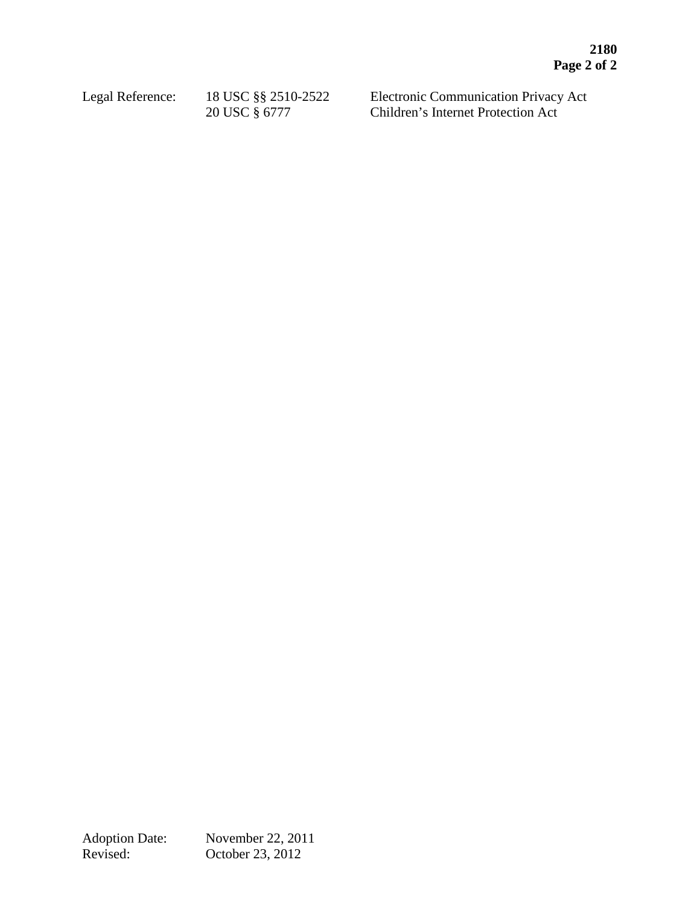| | | |
|---|---|---|
| Legal Reference: | 18 USC §§ 2510-2522 | Electronic Communication Privacy Act |
| | 20 USC § 6777 | Children's Internet Protection Act |

Adoption Date: November 22, 2011
Revised: October 23, 2012